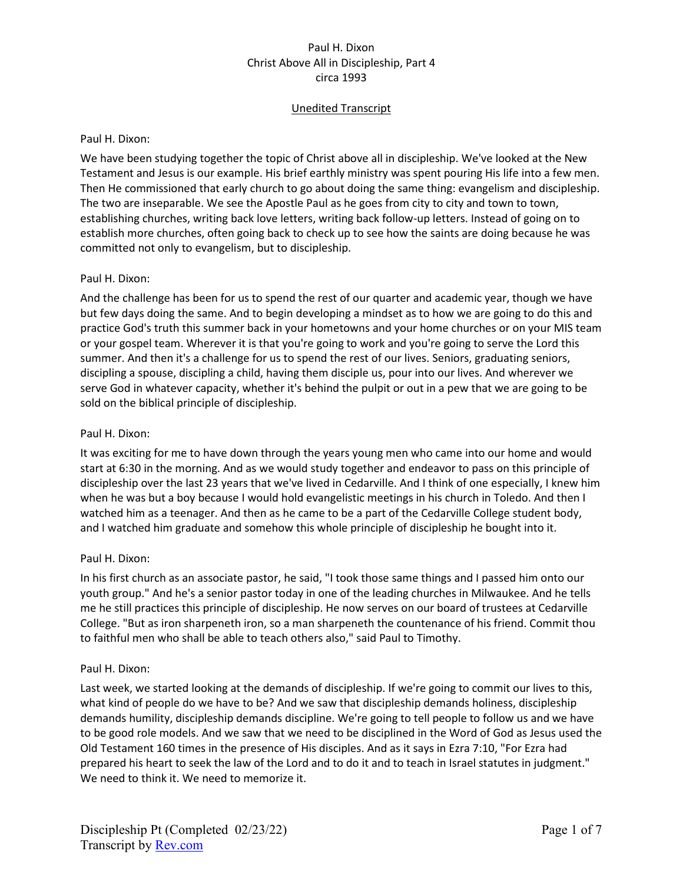Paul H. Dixon
Christ Above All in Discipleship, Part 4
circa 1993

Unedited Transcript

Paul H. Dixon:

We have been studying together the topic of Christ above all in discipleship. We've looked at the New Testament and Jesus is our example. His brief earthly ministry was spent pouring His life into a few men. Then He commissioned that early church to go about doing the same thing: evangelism and discipleship. The two are inseparable. We see the Apostle Paul as he goes from city to city and town to town, establishing churches, writing back love letters, writing back follow-up letters. Instead of going on to establish more churches, often going back to check up to see how the saints are doing because he was committed not only to evangelism, but to discipleship.

Paul H. Dixon:

And the challenge has been for us to spend the rest of our quarter and academic year, though we have but few days doing the same. And to begin developing a mindset as to how we are going to do this and practice God's truth this summer back in your hometowns and your home churches or on your MIS team or your gospel team. Wherever it is that you're going to work and you're going to serve the Lord this summer. And then it's a challenge for us to spend the rest of our lives. Seniors, graduating seniors, discipling a spouse, discipling a child, having them disciple us, pour into our lives. And wherever we serve God in whatever capacity, whether it's behind the pulpit or out in a pew that we are going to be sold on the biblical principle of discipleship.

Paul H. Dixon:

It was exciting for me to have down through the years young men who came into our home and would start at 6:30 in the morning. And as we would study together and endeavor to pass on this principle of discipleship over the last 23 years that we've lived in Cedarville. And I think of one especially, I knew him when he was but a boy because I would hold evangelistic meetings in his church in Toledo. And then I watched him as a teenager. And then as he came to be a part of the Cedarville College student body, and I watched him graduate and somehow this whole principle of discipleship he bought into it.

Paul H. Dixon:

In his first church as an associate pastor, he said, "I took those same things and I passed him onto our youth group." And he's a senior pastor today in one of the leading churches in Milwaukee. And he tells me he still practices this principle of discipleship. He now serves on our board of trustees at Cedarville College. "But as iron sharpeneth iron, so a man sharpeneth the countenance of his friend. Commit thou to faithful men who shall be able to teach others also," said Paul to Timothy.

Paul H. Dixon:

Last week, we started looking at the demands of discipleship. If we're going to commit our lives to this, what kind of people do we have to be? And we saw that discipleship demands holiness, discipleship demands humility, discipleship demands discipline. We're going to tell people to follow us and we have to be good role models. And we saw that we need to be disciplined in the Word of God as Jesus used the Old Testament 160 times in the presence of His disciples. And as it says in Ezra 7:10, "For Ezra had prepared his heart to seek the law of the Lord and to do it and to teach in Israel statutes in judgment." We need to think it. We need to memorize it.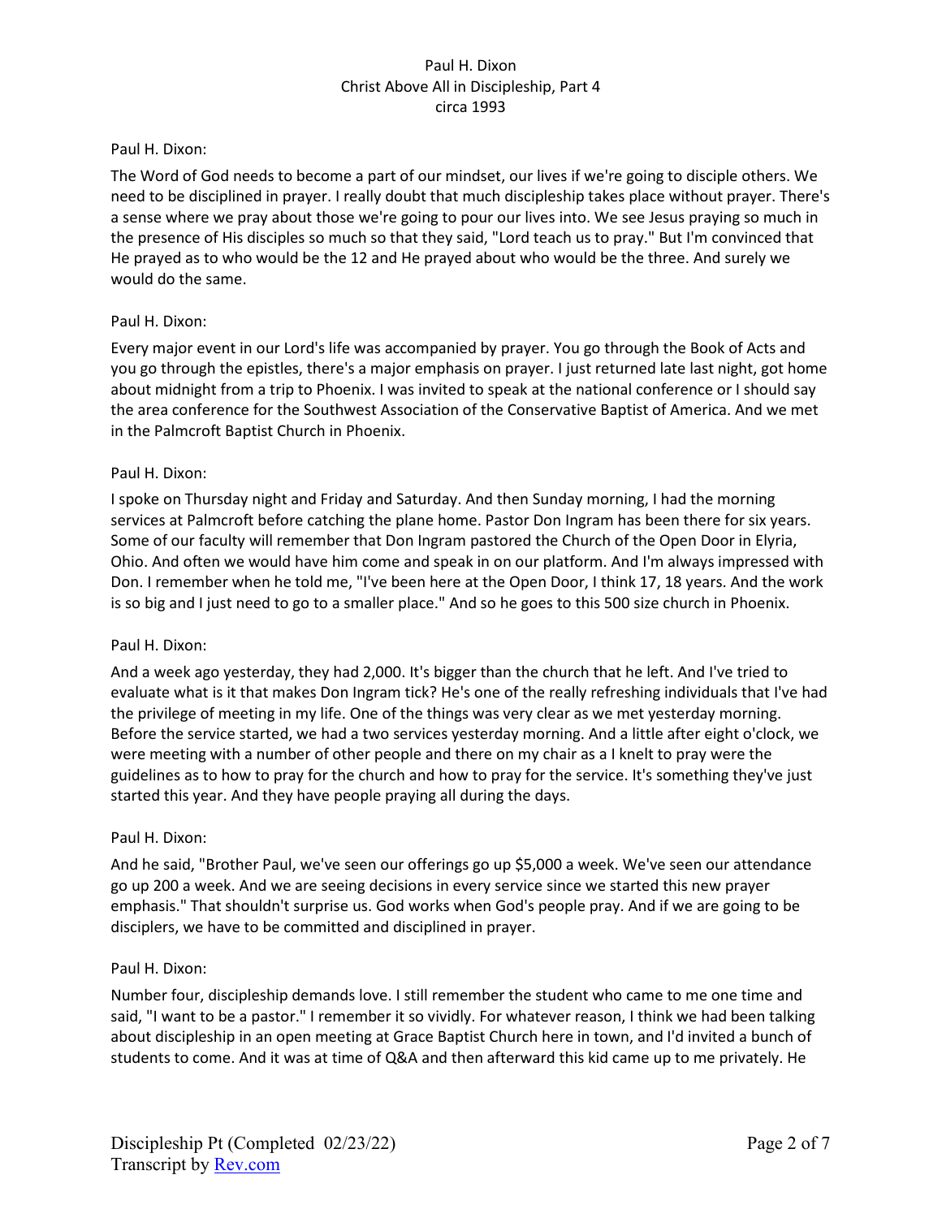Paul H. Dixon:

The Word of God needs to become a part of our mindset, our lives if we're going to disciple others. We need to be disciplined in prayer. I really doubt that much discipleship takes place without prayer. There's a sense where we pray about those we're going to pour our lives into. We see Jesus praying so much in the presence of His disciples so much so that they said, "Lord teach us to pray." But I'm convinced that He prayed as to who would be the 12 and He prayed about who would be the three. And surely we would do the same.

Paul H. Dixon:

Every major event in our Lord's life was accompanied by prayer. You go through the Book of Acts and you go through the epistles, there's a major emphasis on prayer. I just returned late last night, got home about midnight from a trip to Phoenix. I was invited to speak at the national conference or I should say the area conference for the Southwest Association of the Conservative Baptist of America. And we met in the Palmcroft Baptist Church in Phoenix.

Paul H. Dixon:

I spoke on Thursday night and Friday and Saturday. And then Sunday morning, I had the morning services at Palmcroft before catching the plane home. Pastor Don Ingram has been there for six years. Some of our faculty will remember that Don Ingram pastored the Church of the Open Door in Elyria, Ohio. And often we would have him come and speak in on our platform. And I'm always impressed with Don. I remember when he told me, "I've been here at the Open Door, I think 17, 18 years. And the work is so big and I just need to go to a smaller place." And so he goes to this 500 size church in Phoenix.

Paul H. Dixon:

And a week ago yesterday, they had 2,000. It's bigger than the church that he left. And I've tried to evaluate what is it that makes Don Ingram tick? He's one of the really refreshing individuals that I've had the privilege of meeting in my life. One of the things was very clear as we met yesterday morning. Before the service started, we had a two services yesterday morning. And a little after eight o'clock, we were meeting with a number of other people and there on my chair as a I knelt to pray were the guidelines as to how to pray for the church and how to pray for the service. It's something they've just started this year. And they have people praying all during the days.

Paul H. Dixon:

And he said, "Brother Paul, we've seen our offerings go up $5,000 a week. We've seen our attendance go up 200 a week. And we are seeing decisions in every service since we started this new prayer emphasis." That shouldn't surprise us. God works when God's people pray. And if we are going to be disciplers, we have to be committed and disciplined in prayer.

Paul H. Dixon:

Number four, discipleship demands love. I still remember the student who came to me one time and said, "I want to be a pastor." I remember it so vividly. For whatever reason, I think we had been talking about discipleship in an open meeting at Grace Baptist Church here in town, and I'd invited a bunch of students to come. And it was at time of Q&A and then afterward this kid came up to me privately. He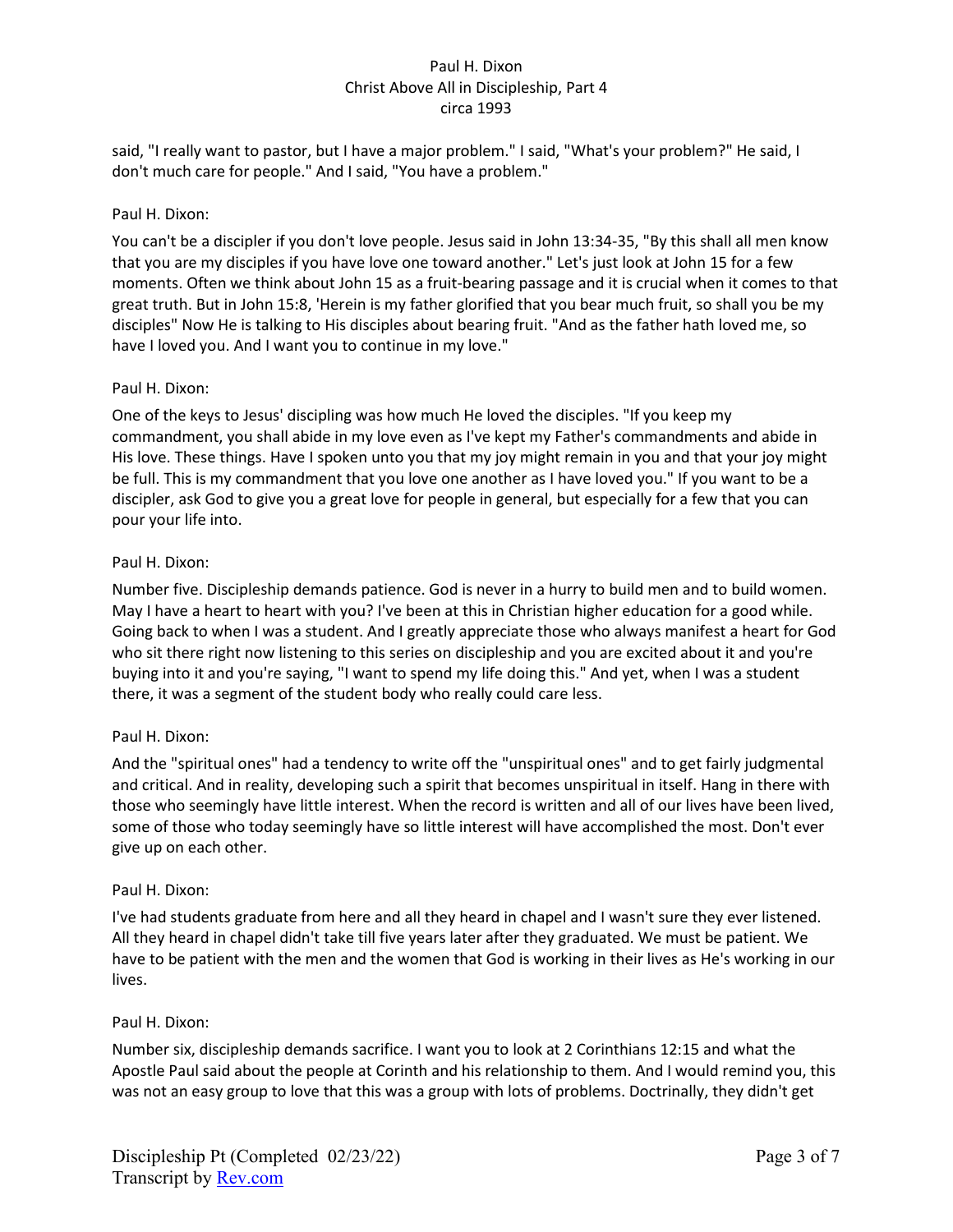said, "I really want to pastor, but I have a major problem." I said, "What's your problem?" He said, I don't much care for people." And I said, "You have a problem."

Paul H. Dixon:

You can't be a discipler if you don't love people. Jesus said in John 13:34-35, "By this shall all men know that you are my disciples if you have love one toward another." Let's just look at John 15 for a few moments. Often we think about John 15 as a fruit-bearing passage and it is crucial when it comes to that great truth. But in John 15:8, 'Herein is my father glorified that you bear much fruit, so shall you be my disciples" Now He is talking to His disciples about bearing fruit. "And as the father hath loved me, so have I loved you. And I want you to continue in my love."

Paul H. Dixon:

One of the keys to Jesus' discipling was how much He loved the disciples. "If you keep my commandment, you shall abide in my love even as I've kept my Father's commandments and abide in His love. These things. Have I spoken unto you that my joy might remain in you and that your joy might be full. This is my commandment that you love one another as I have loved you." If you want to be a discipler, ask God to give you a great love for people in general, but especially for a few that you can pour your life into.

Paul H. Dixon:

Number five. Discipleship demands patience. God is never in a hurry to build men and to build women. May I have a heart to heart with you? I've been at this in Christian higher education for a good while. Going back to when I was a student. And I greatly appreciate those who always manifest a heart for God who sit there right now listening to this series on discipleship and you are excited about it and you're buying into it and you're saying, "I want to spend my life doing this." And yet, when I was a student there, it was a segment of the student body who really could care less.

Paul H. Dixon:

And the "spiritual ones" had a tendency to write off the "unspiritual ones" and to get fairly judgmental and critical. And in reality, developing such a spirit that becomes unspiritual in itself. Hang in there with those who seemingly have little interest. When the record is written and all of our lives have been lived, some of those who today seemingly have so little interest will have accomplished the most. Don't ever give up on each other.

Paul H. Dixon:

I've had students graduate from here and all they heard in chapel and I wasn't sure they ever listened. All they heard in chapel didn't take till five years later after they graduated. We must be patient. We have to be patient with the men and the women that God is working in their lives as He's working in our lives.

Paul H. Dixon:

Number six, discipleship demands sacrifice. I want you to look at 2 Corinthians 12:15 and what the Apostle Paul said about the people at Corinth and his relationship to them. And I would remind you, this was not an easy group to love that this was a group with lots of problems. Doctrinally, they didn't get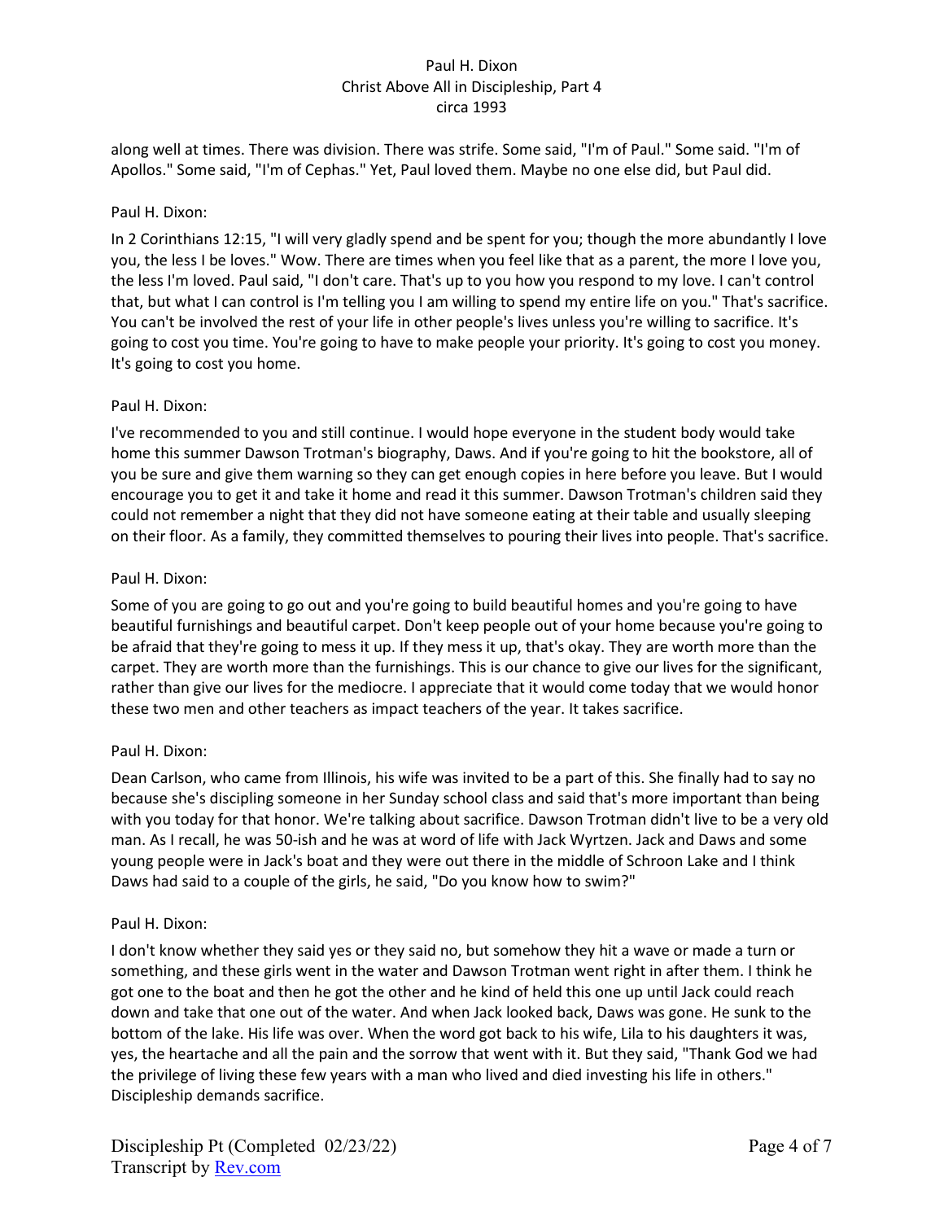along well at times. There was division. There was strife. Some said, "I'm of Paul." Some said. "I'm of Apollos." Some said, "I'm of Cephas." Yet, Paul loved them. Maybe no one else did, but Paul did.

Paul H. Dixon:

In 2 Corinthians 12:15, "I will very gladly spend and be spent for you; though the more abundantly I love you, the less I be loves." Wow. There are times when you feel like that as a parent, the more I love you, the less I'm loved. Paul said, "I don't care. That's up to you how you respond to my love. I can't control that, but what I can control is I'm telling you I am willing to spend my entire life on you." That's sacrifice. You can't be involved the rest of your life in other people's lives unless you're willing to sacrifice. It's going to cost you time. You're going to have to make people your priority. It's going to cost you money. It's going to cost you home.

Paul H. Dixon:

I've recommended to you and still continue. I would hope everyone in the student body would take home this summer Dawson Trotman's biography, Daws. And if you're going to hit the bookstore, all of you be sure and give them warning so they can get enough copies in here before you leave. But I would encourage you to get it and take it home and read it this summer. Dawson Trotman's children said they could not remember a night that they did not have someone eating at their table and usually sleeping on their floor. As a family, they committed themselves to pouring their lives into people. That's sacrifice.

Paul H. Dixon:

Some of you are going to go out and you're going to build beautiful homes and you're going to have beautiful furnishings and beautiful carpet. Don't keep people out of your home because you're going to be afraid that they're going to mess it up. If they mess it up, that's okay. They are worth more than the carpet. They are worth more than the furnishings. This is our chance to give our lives for the significant, rather than give our lives for the mediocre. I appreciate that it would come today that we would honor these two men and other teachers as impact teachers of the year. It takes sacrifice.

Paul H. Dixon:

Dean Carlson, who came from Illinois, his wife was invited to be a part of this. She finally had to say no because she's discipling someone in her Sunday school class and said that's more important than being with you today for that honor. We're talking about sacrifice. Dawson Trotman didn't live to be a very old man. As I recall, he was 50-ish and he was at word of life with Jack Wyrtzen. Jack and Daws and some young people were in Jack's boat and they were out there in the middle of Schroon Lake and I think Daws had said to a couple of the girls, he said, "Do you know how to swim?"

Paul H. Dixon:

I don't know whether they said yes or they said no, but somehow they hit a wave or made a turn or something, and these girls went in the water and Dawson Trotman went right in after them. I think he got one to the boat and then he got the other and he kind of held this one up until Jack could reach down and take that one out of the water. And when Jack looked back, Daws was gone. He sunk to the bottom of the lake. His life was over. When the word got back to his wife, Lila to his daughters it was, yes, the heartache and all the pain and the sorrow that went with it. But they said, "Thank God we had the privilege of living these few years with a man who lived and died investing his life in others." Discipleship demands sacrifice.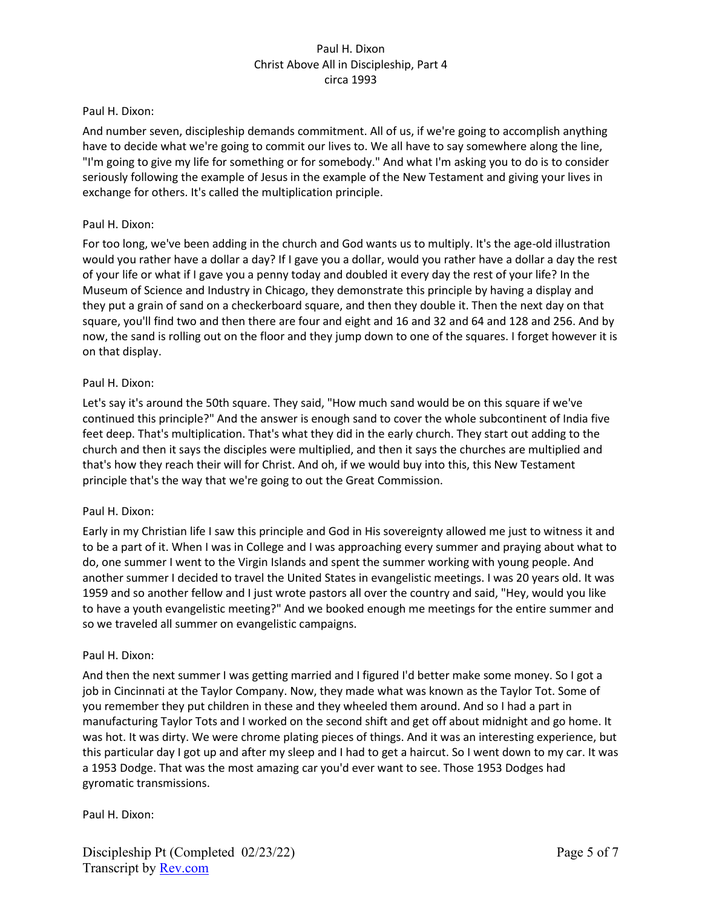Paul H. Dixon:

And number seven, discipleship demands commitment. All of us, if we're going to accomplish anything have to decide what we're going to commit our lives to. We all have to say somewhere along the line, "I'm going to give my life for something or for somebody." And what I'm asking you to do is to consider seriously following the example of Jesus in the example of the New Testament and giving your lives in exchange for others. It's called the multiplication principle.

Paul H. Dixon:

For too long, we've been adding in the church and God wants us to multiply. It's the age-old illustration would you rather have a dollar a day? If I gave you a dollar, would you rather have a dollar a day the rest of your life or what if I gave you a penny today and doubled it every day the rest of your life? In the Museum of Science and Industry in Chicago, they demonstrate this principle by having a display and they put a grain of sand on a checkerboard square, and then they double it. Then the next day on that square, you'll find two and then there are four and eight and 16 and 32 and 64 and 128 and 256. And by now, the sand is rolling out on the floor and they jump down to one of the squares. I forget however it is on that display.

Paul H. Dixon:

Let's say it's around the 50th square. They said, "How much sand would be on this square if we've continued this principle?" And the answer is enough sand to cover the whole subcontinent of India five feet deep. That's multiplication. That's what they did in the early church. They start out adding to the church and then it says the disciples were multiplied, and then it says the churches are multiplied and that's how they reach their will for Christ. And oh, if we would buy into this, this New Testament principle that's the way that we're going to out the Great Commission.

Paul H. Dixon:

Early in my Christian life I saw this principle and God in His sovereignty allowed me just to witness it and to be a part of it. When I was in College and I was approaching every summer and praying about what to do, one summer I went to the Virgin Islands and spent the summer working with young people. And another summer I decided to travel the United States in evangelistic meetings. I was 20 years old. It was 1959 and so another fellow and I just wrote pastors all over the country and said, "Hey, would you like to have a youth evangelistic meeting?" And we booked enough me meetings for the entire summer and so we traveled all summer on evangelistic campaigns.

Paul H. Dixon:

And then the next summer I was getting married and I figured I'd better make some money. So I got a job in Cincinnati at the Taylor Company. Now, they made what was known as the Taylor Tot. Some of you remember they put children in these and they wheeled them around. And so I had a part in manufacturing Taylor Tots and I worked on the second shift and get off about midnight and go home. It was hot. It was dirty. We were chrome plating pieces of things. And it was an interesting experience, but this particular day I got up and after my sleep and I had to get a haircut. So I went down to my car. It was a 1953 Dodge. That was the most amazing car you'd ever want to see. Those 1953 Dodges had gyromatic transmissions.

Paul H. Dixon: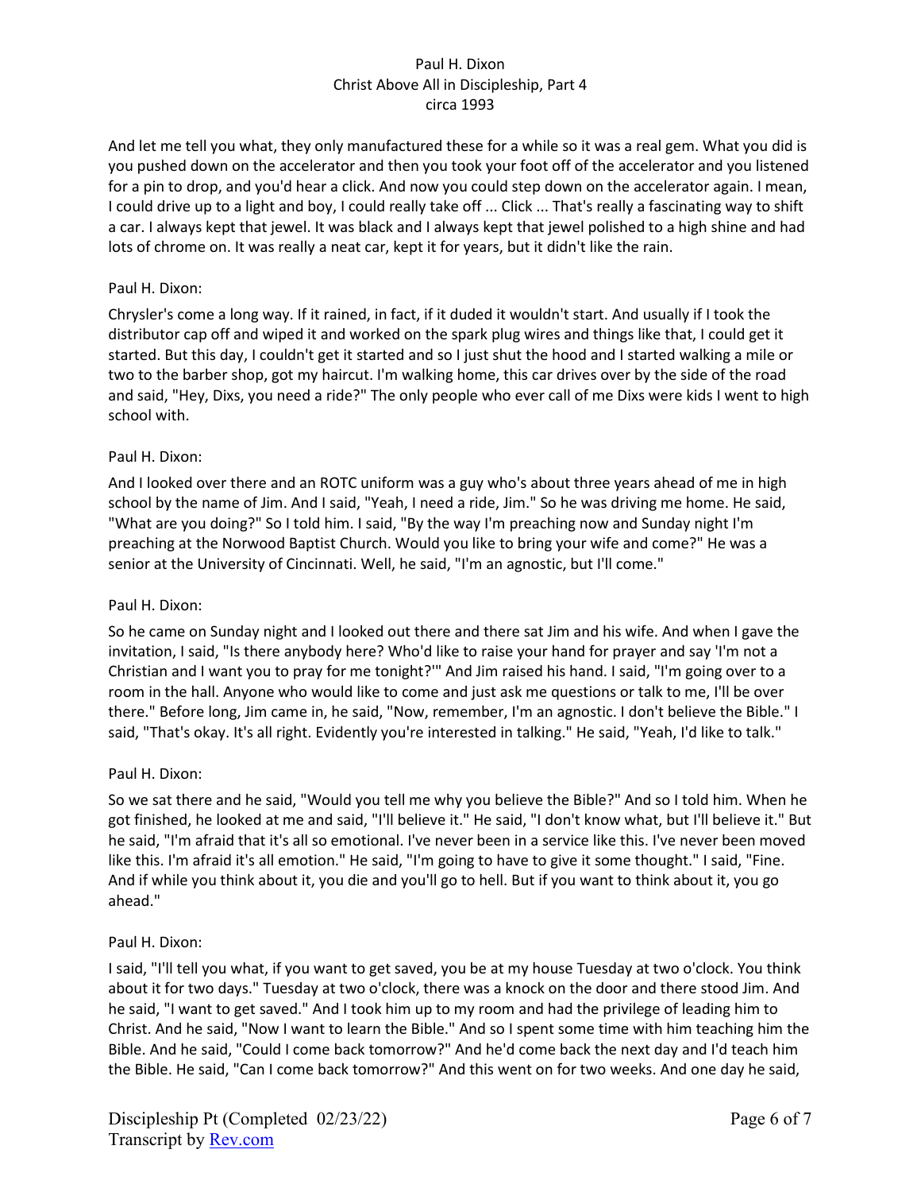And let me tell you what, they only manufactured these for a while so it was a real gem. What you did is you pushed down on the accelerator and then you took your foot off of the accelerator and you listened for a pin to drop, and you'd hear a click. And now you could step down on the accelerator again. I mean, I could drive up to a light and boy, I could really take off ... Click ... That's really a fascinating way to shift a car. I always kept that jewel. It was black and I always kept that jewel polished to a high shine and had lots of chrome on. It was really a neat car, kept it for years, but it didn't like the rain.

Paul H. Dixon:

Chrysler's come a long way. If it rained, in fact, if it duded it wouldn't start. And usually if I took the distributor cap off and wiped it and worked on the spark plug wires and things like that, I could get it started. But this day, I couldn't get it started and so I just shut the hood and I started walking a mile or two to the barber shop, got my haircut. I'm walking home, this car drives over by the side of the road and said, "Hey, Dixs, you need a ride?" The only people who ever call of me Dixs were kids I went to high school with.

Paul H. Dixon:

And I looked over there and an ROTC uniform was a guy who's about three years ahead of me in high school by the name of Jim. And I said, "Yeah, I need a ride, Jim." So he was driving me home. He said, "What are you doing?" So I told him. I said, "By the way I'm preaching now and Sunday night I'm preaching at the Norwood Baptist Church. Would you like to bring your wife and come?" He was a senior at the University of Cincinnati. Well, he said, "I'm an agnostic, but I'll come."

Paul H. Dixon:

So he came on Sunday night and I looked out there and there sat Jim and his wife. And when I gave the invitation, I said, "Is there anybody here? Who'd like to raise your hand for prayer and say 'I'm not a Christian and I want you to pray for me tonight?'" And Jim raised his hand. I said, "I'm going over to a room in the hall. Anyone who would like to come and just ask me questions or talk to me, I'll be over there." Before long, Jim came in, he said, "Now, remember, I'm an agnostic. I don't believe the Bible." I said, "That's okay. It's all right. Evidently you're interested in talking." He said, "Yeah, I'd like to talk."

Paul H. Dixon:

So we sat there and he said, "Would you tell me why you believe the Bible?" And so I told him. When he got finished, he looked at me and said, "I'll believe it." He said, "I don't know what, but I'll believe it." But he said, "I'm afraid that it's all so emotional. I've never been in a service like this. I've never been moved like this. I'm afraid it's all emotion." He said, "I'm going to have to give it some thought." I said, "Fine. And if while you think about it, you die and you'll go to hell. But if you want to think about it, you go ahead."

Paul H. Dixon:

I said, "I'll tell you what, if you want to get saved, you be at my house Tuesday at two o'clock. You think about it for two days." Tuesday at two o'clock, there was a knock on the door and there stood Jim. And he said, "I want to get saved." And I took him up to my room and had the privilege of leading him to Christ. And he said, "Now I want to learn the Bible." And so I spent some time with him teaching him the Bible. And he said, "Could I come back tomorrow?" And he'd come back the next day and I'd teach him the Bible. He said, "Can I come back tomorrow?" And this went on for two weeks. And one day he said,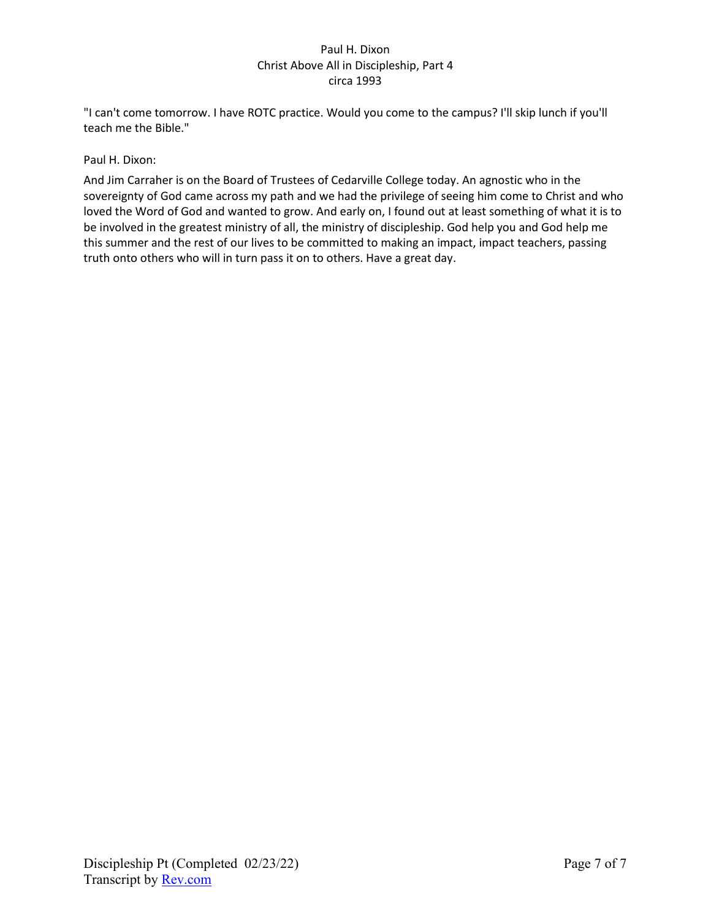"I can't come tomorrow. I have ROTC practice. Would you come to the campus? I'll skip lunch if you'll teach me the Bible."

Paul H. Dixon:

And Jim Carraher is on the Board of Trustees of Cedarville College today. An agnostic who in the sovereignty of God came across my path and we had the privilege of seeing him come to Christ and who loved the Word of God and wanted to grow. And early on, I found out at least something of what it is to be involved in the greatest ministry of all, the ministry of discipleship. God help you and God help me this summer and the rest of our lives to be committed to making an impact, impact teachers, passing truth onto others who will in turn pass it on to others. Have a great day.